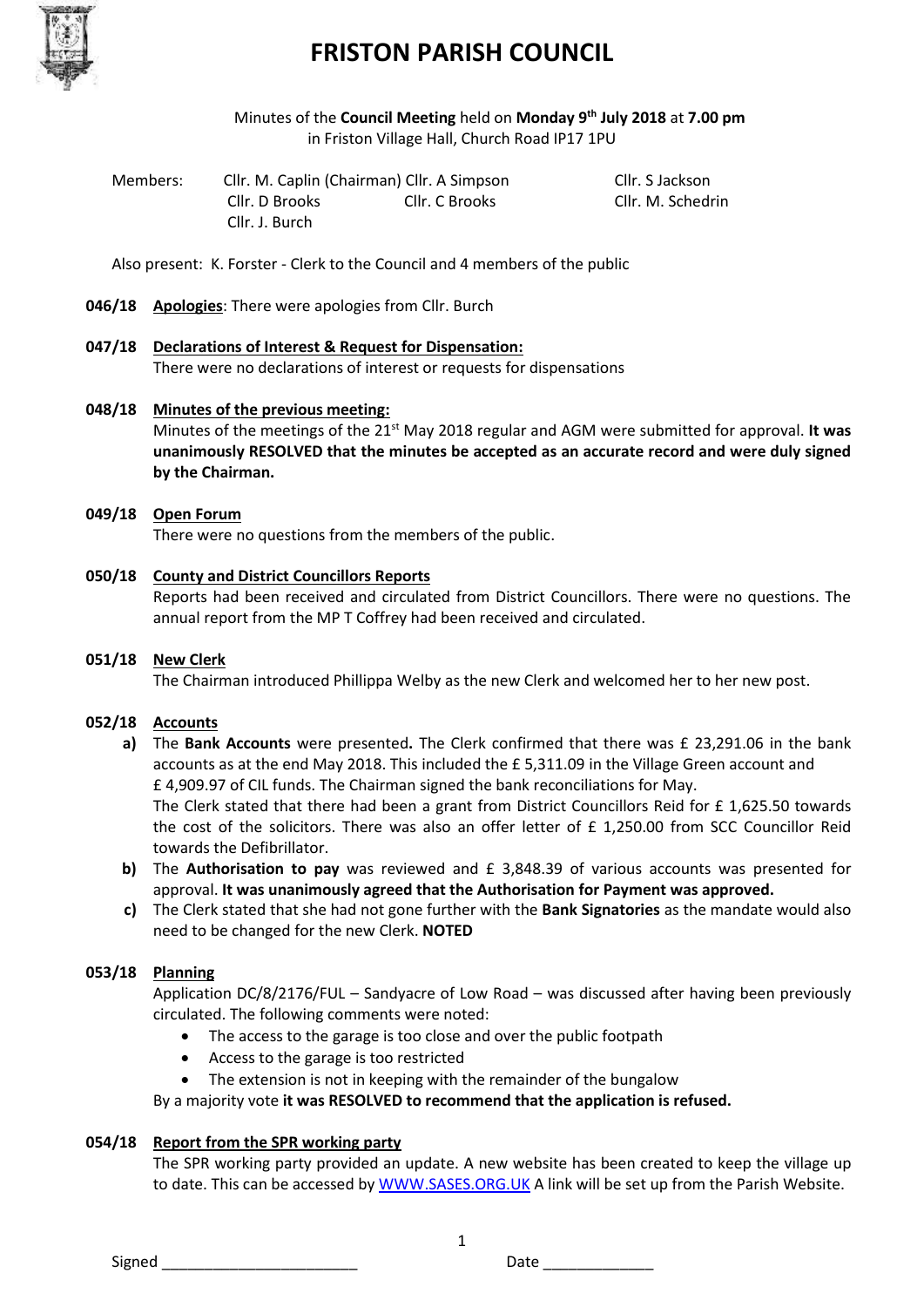# FRISTON PARISH COUNCIL

Minutes of the **Council Meeting** held on **Monday 9th July 2018** at **7.00 pm** in Friston Village Hall, Church Road IP17 1PU

| | | | |
|---|---|---|---|
| Members: | Cllr. M. Caplin (Chairman) | Cllr. A Simpson | Cllr. S Jackson |
| | Cllr. D Brooks | Cllr. C Brooks | Cllr. M. Schedrin |
| | Cllr. J. Burch | | |

Also present: K. Forster - Clerk to the Council and 4 members of the public

**046/18** **Apologies**: There were apologies from Cllr. Burch

**047/18** **Declarations of Interest & Request for Dispensation:**
There were no declarations of interest or requests for dispensations

**048/18** **Minutes of the previous meeting:**
Minutes of the meetings of the 21st May 2018 regular and AGM were submitted for approval. **It was unanimously RESOLVED that the minutes be accepted as an accurate record and were duly signed by the Chairman.**

**049/18** **Open Forum**
There were no questions from the members of the public.

**050/18** **County and District Councillors Reports**
Reports had been received and circulated from District Councillors. There were no questions. The annual report from the MP T Coffrey had been received and circulated.

**051/18** **New Clerk**
The Chairman introduced Phillippa Welby as the new Clerk and welcomed her to her new post.

**052/18** **Accounts**

**a)** The **Bank Accounts** were presented**.** The Clerk confirmed that there was £ 23,291.06 in the bank accounts as at the end May 2018. This included the £ 5,311.09 in the Village Green account and £ 4,909.97 of CIL funds. The Chairman signed the bank reconciliations for May.
The Clerk stated that there had been a grant from District Councillors Reid for £ 1,625.50 towards the cost of the solicitors. There was also an offer letter of £ 1,250.00 from SCC Councillor Reid towards the Defibrillator.

**b)** The **Authorisation to pay** was reviewed and £ 3,848.39 of various accounts was presented for approval. **It was unanimously agreed that the Authorisation for Payment was approved.**

**c)** The Clerk stated that she had not gone further with the **Bank Signatories** as the mandate would also need to be changed for the new Clerk. **NOTED**

**053/18** **Planning**
Application DC/8/2176/FUL – Sandyacre of Low Road – was discussed after having been previously circulated. The following comments were noted:

- The access to the garage is too close and over the public footpath
- Access to the garage is too restricted
- The extension is not in keeping with the remainder of the bungalow

By a majority vote **it was RESOLVED to recommend that the application is refused.**

**054/18** **Report from the SPR working party**
The SPR working party provided an update. A new website has been created to keep the village up to date. This can be accessed by WWW.SASES.ORG.UK A link will be set up from the Parish Website.

Signed ______________________ Date _____________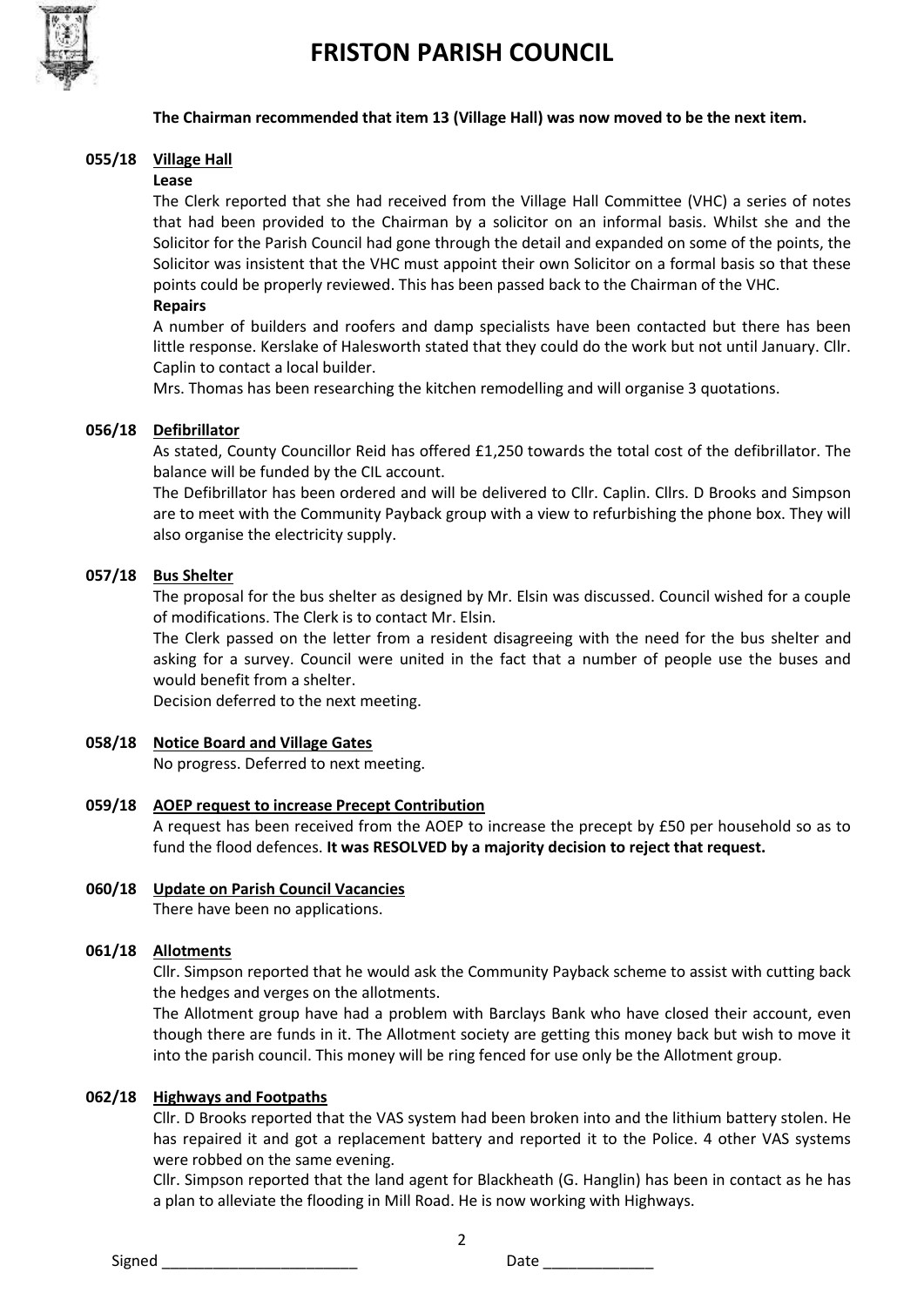# FRISTON PARISH COUNCIL

**The Chairman recommended that item 13 (Village Hall) was now moved to be the next item.**

**055/18 Village Hall**

**Lease**

The Clerk reported that she had received from the Village Hall Committee (VHC) a series of notes that had been provided to the Chairman by a solicitor on an informal basis. Whilst she and the Solicitor for the Parish Council had gone through the detail and expanded on some of the points, the Solicitor was insistent that the VHC must appoint their own Solicitor on a formal basis so that these points could be properly reviewed. This has been passed back to the Chairman of the VHC.

**Repairs**

A number of builders and roofers and damp specialists have been contacted but there has been little response. Kerslake of Halesworth stated that they could do the work but not until January. Cllr. Caplin to contact a local builder.

Mrs. Thomas has been researching the kitchen remodelling and will organise 3 quotations.

**056/18 Defibrillator**

As stated, County Councillor Reid has offered £1,250 towards the total cost of the defibrillator. The balance will be funded by the CIL account.

The Defibrillator has been ordered and will be delivered to Cllr. Caplin. Cllrs. D Brooks and Simpson are to meet with the Community Payback group with a view to refurbishing the phone box. They will also organise the electricity supply.

**057/18 Bus Shelter**

The proposal for the bus shelter as designed by Mr. Elsin was discussed. Council wished for a couple of modifications. The Clerk is to contact Mr. Elsin.

The Clerk passed on the letter from a resident disagreeing with the need for the bus shelter and asking for a survey. Council were united in the fact that a number of people use the buses and would benefit from a shelter.

Decision deferred to the next meeting.

**058/18 Notice Board and Village Gates**

No progress. Deferred to next meeting.

**059/18 AOEP request to increase Precept Contribution**

A request has been received from the AOEP to increase the precept by £50 per household so as to fund the flood defences. **It was RESOLVED by a majority decision to reject that request.**

**060/18 Update on Parish Council Vacancies**

There have been no applications.

**061/18 Allotments**

Cllr. Simpson reported that he would ask the Community Payback scheme to assist with cutting back the hedges and verges on the allotments.

The Allotment group have had a problem with Barclays Bank who have closed their account, even though there are funds in it. The Allotment society are getting this money back but wish to move it into the parish council. This money will be ring fenced for use only be the Allotment group.

**062/18 Highways and Footpaths**

Cllr. D Brooks reported that the VAS system had been broken into and the lithium battery stolen. He has repaired it and got a replacement battery and reported it to the Police. 4 other VAS systems were robbed on the same evening.

Cllr. Simpson reported that the land agent for Blackheath (G. Hanglin) has been in contact as he has a plan to alleviate the flooding in Mill Road. He is now working with Highways.

Signed _______________________ Date _____________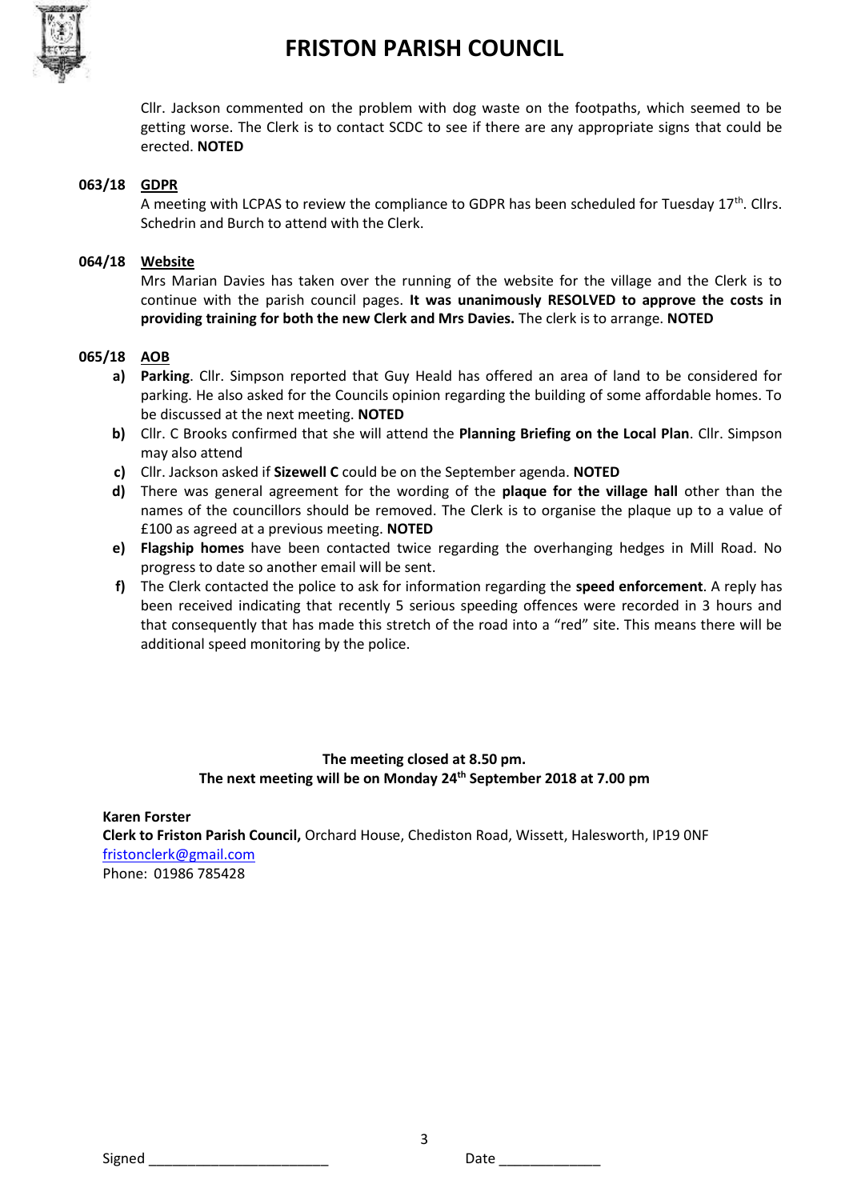Cllr. Jackson commented on the problem with dog waste on the footpaths, which seemed to be getting worse. The Clerk is to contact SCDC to see if there are any appropriate signs that could be erected. **NOTED**

**063/18 GDPR**

A meeting with LCPAS to review the compliance to GDPR has been scheduled for Tuesday 17th. Cllrs. Schedrin and Burch to attend with the Clerk.

**064/18 Website**

Mrs Marian Davies has taken over the running of the website for the village and the Clerk is to continue with the parish council pages. **It was unanimously RESOLVED to approve the costs in providing training for both the new Clerk and Mrs Davies.** The clerk is to arrange. **NOTED**

**065/18 AOB**

- **a)** **Parking**. Cllr. Simpson reported that Guy Heald has offered an area of land to be considered for parking. He also asked for the Councils opinion regarding the building of some affordable homes. To be discussed at the next meeting. **NOTED**
- **b)** Cllr. C Brooks confirmed that she will attend the **Planning Briefing on the Local Plan**. Cllr. Simpson may also attend
- **c)** Cllr. Jackson asked if **Sizewell C** could be on the September agenda. **NOTED**
- **d)** There was general agreement for the wording of the **plaque for the village hall** other than the names of the councillors should be removed. The Clerk is to organise the plaque up to a value of £100 as agreed at a previous meeting. **NOTED**
- **e)** **Flagship homes** have been contacted twice regarding the overhanging hedges in Mill Road. No progress to date so another email will be sent.
- **f)** The Clerk contacted the police to ask for information regarding the **speed enforcement**. A reply has been received indicating that recently 5 serious speeding offences were recorded in 3 hours and that consequently that has made this stretch of the road into a "red" site. This means there will be additional speed monitoring by the police.

**The meeting closed at 8.50 pm.**
**The next meeting will be on Monday 24th September 2018 at 7.00 pm**

**Karen Forster**
**Clerk to Friston Parish Council,** Orchard House, Chediston Road, Wissett, Halesworth, IP19 0NF
fristonclerk@gmail.com
Phone: 01986 785428

Signed _______________________ Date _____________